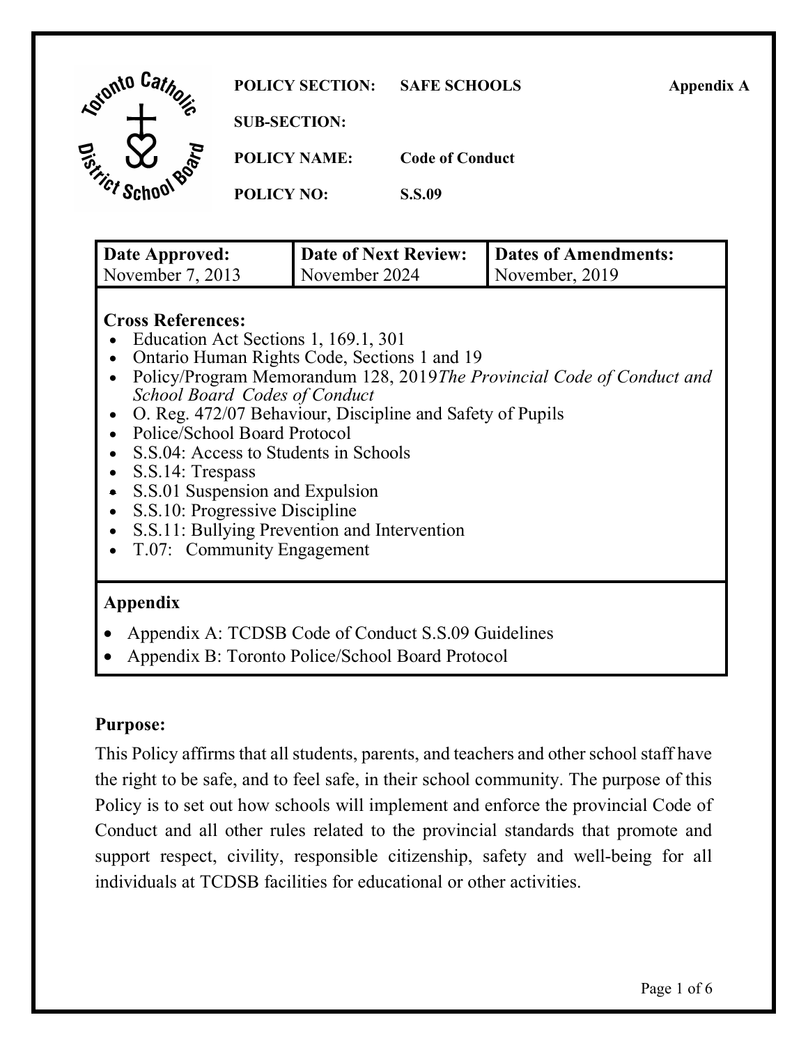**POLICY SECTION:** SAFE SCHOOLS **Appendix A**

**SUB-SECTION:**

**POLICY NAME:** Code of Conduct

**POLICY NO:** S.S.09

| **Date Approved:** November 7, 2013 | **Date of Next Review:** November 2024 | **Dates of Amendments:** November, 2019 |
|---|---|---|

**Cross References:**

- Education Act Sections 1, 169.1, 301
- Ontario Human Rights Code, Sections 1 and 19
- Policy/Program Memorandum 128, 2019*The Provincial Code of Conduct and School Board Codes of Conduct*
- O. Reg. 472/07 Behaviour, Discipline and Safety of Pupils
- Police/School Board Protocol
- S.S.04: Access to Students in Schools
- S.S.14: Trespass
- S.S.01 Suspension and Expulsion
- S.S.10: Progressive Discipline
- S.S.11: Bullying Prevention and Intervention
- T.07: Community Engagement

**Appendix**

- Appendix A: TCDSB Code of Conduct S.S.09 Guidelines
- Appendix B: Toronto Police/School Board Protocol

**Purpose:**

This Policy affirms that all students, parents, and teachers and other school staff have the right to be safe, and to feel safe, in their school community. The purpose of this Policy is to set out how schools will implement and enforce the provincial Code of Conduct and all other rules related to the provincial standards that promote and support respect, civility, responsible citizenship, safety and well-being for all individuals at TCDSB facilities for educational or other activities.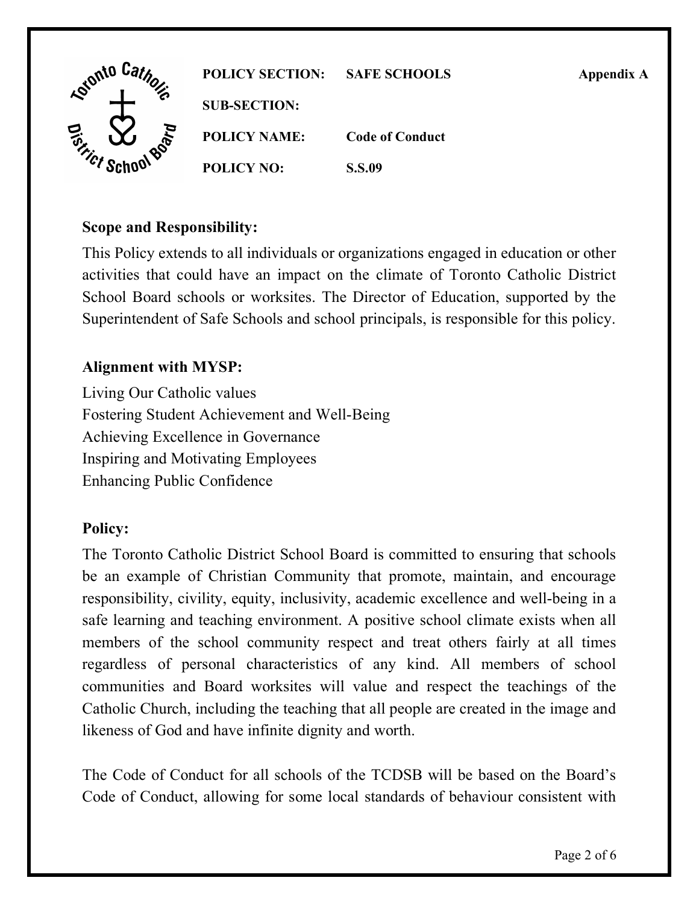| POLICY SECTION: | SAFE SCHOOLS | Appendix A |
| --- | --- | --- |
| SUB-SECTION: | | |
| POLICY NAME: | Code of Conduct | |
| POLICY NO: | S.S.09 | |

## Scope and Responsibility:

This Policy extends to all individuals or organizations engaged in education or other activities that could have an impact on the climate of Toronto Catholic District School Board schools or worksites. The Director of Education, supported by the Superintendent of Safe Schools and school principals, is responsible for this policy.

## Alignment with MYSP:

Living Our Catholic values
Fostering Student Achievement and Well-Being
Achieving Excellence in Governance
Inspiring and Motivating Employees
Enhancing Public Confidence

## Policy:

The Toronto Catholic District School Board is committed to ensuring that schools be an example of Christian Community that promote, maintain, and encourage responsibility, civility, equity, inclusivity, academic excellence and well-being in a safe learning and teaching environment. A positive school climate exists when all members of the school community respect and treat others fairly at all times regardless of personal characteristics of any kind. All members of school communities and Board worksites will value and respect the teachings of the Catholic Church, including the teaching that all people are created in the image and likeness of God and have infinite dignity and worth.

The Code of Conduct for all schools of the TCDSB will be based on the Board's Code of Conduct, allowing for some local standards of behaviour consistent with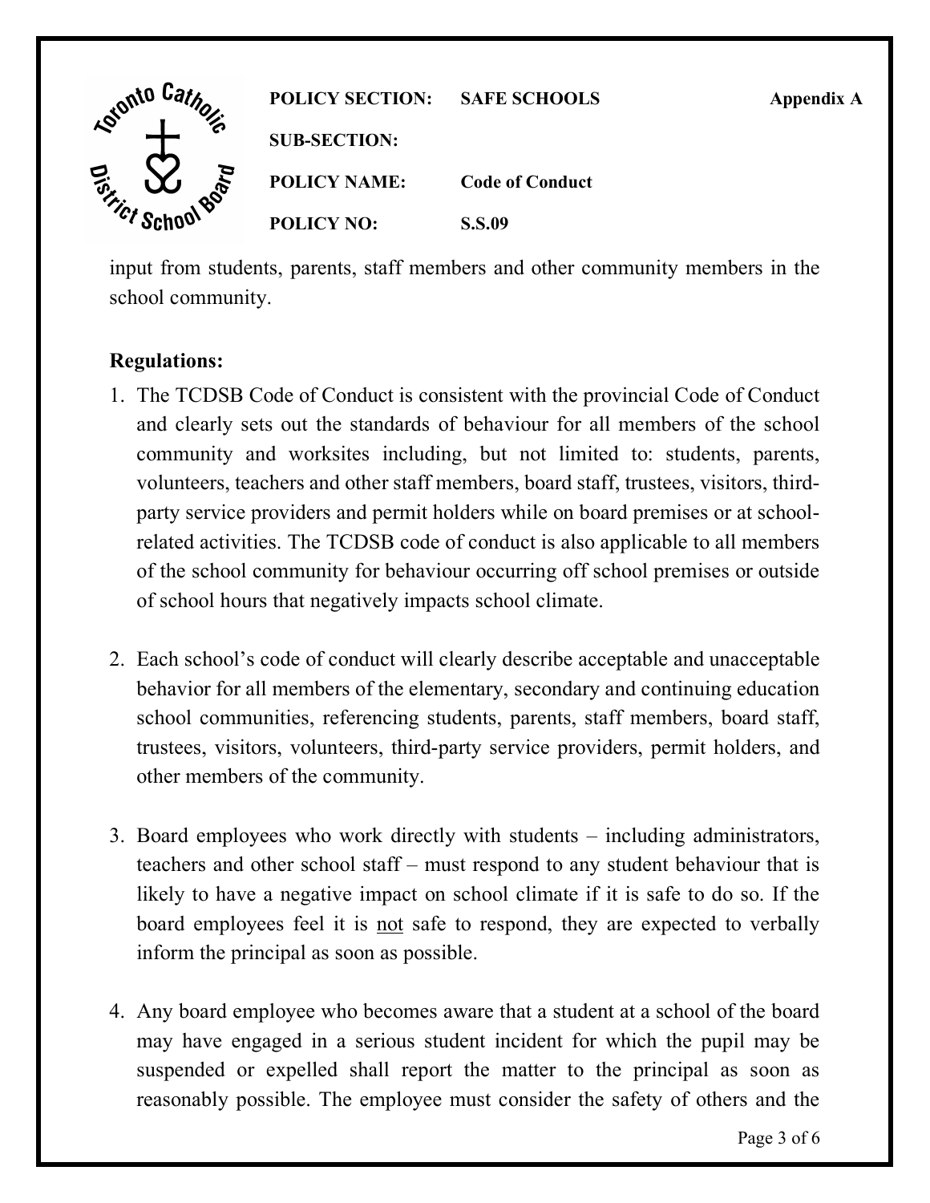input from students, parents, staff members and other community members in the school community.

**Regulations:**

1. The TCDSB Code of Conduct is consistent with the provincial Code of Conduct and clearly sets out the standards of behaviour for all members of the school community and worksites including, but not limited to: students, parents, volunteers, teachers and other staff members, board staff, trustees, visitors, third-party service providers and permit holders while on board premises or at school-related activities. The TCDSB code of conduct is also applicable to all members of the school community for behaviour occurring off school premises or outside of school hours that negatively impacts school climate.

2. Each school's code of conduct will clearly describe acceptable and unacceptable behavior for all members of the elementary, secondary and continuing education school communities, referencing students, parents, staff members, board staff, trustees, visitors, volunteers, third-party service providers, permit holders, and other members of the community.

3. Board employees who work directly with students – including administrators, teachers and other school staff – must respond to any student behaviour that is likely to have a negative impact on school climate if it is safe to do so. If the board employees feel it is <u>not</u> safe to respond, they are expected to verbally inform the principal as soon as possible.

4. Any board employee who becomes aware that a student at a school of the board may have engaged in a serious student incident for which the pupil may be suspended or expelled shall report the matter to the principal as soon as reasonably possible. The employee must consider the safety of others and the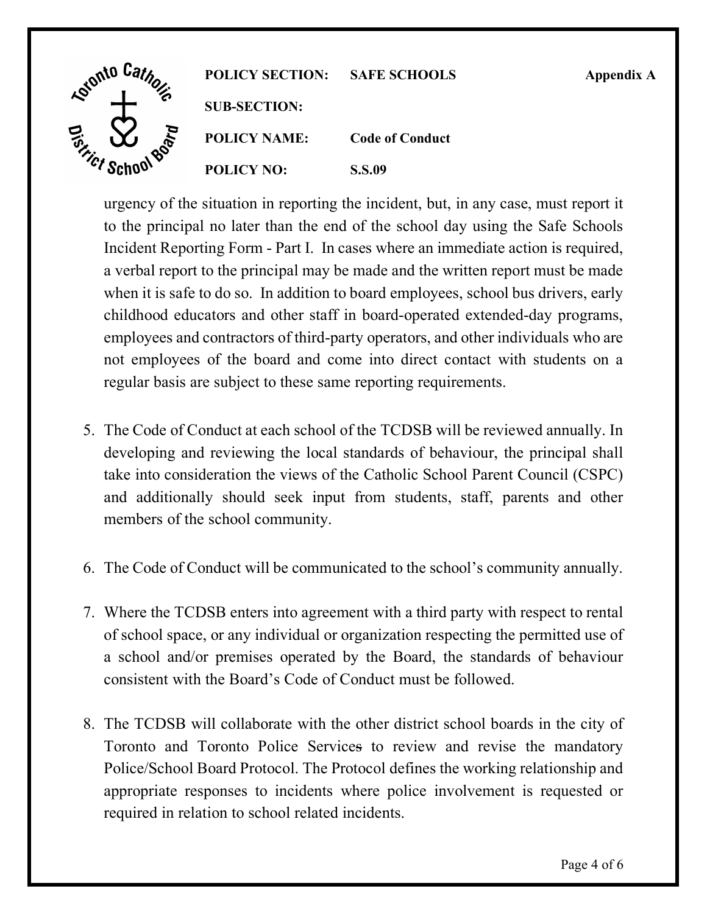urgency of the situation in reporting the incident, but, in any case, must report it to the principal no later than the end of the school day using the Safe Schools Incident Reporting Form - Part I. In cases where an immediate action is required, a verbal report to the principal may be made and the written report must be made when it is safe to do so. In addition to board employees, school bus drivers, early childhood educators and other staff in board-operated extended-day programs, employees and contractors of third-party operators, and other individuals who are not employees of the board and come into direct contact with students on a regular basis are subject to these same reporting requirements.

5. The Code of Conduct at each school of the TCDSB will be reviewed annually. In developing and reviewing the local standards of behaviour, the principal shall take into consideration the views of the Catholic School Parent Council (CSPC) and additionally should seek input from students, staff, parents and other members of the school community.

6. The Code of Conduct will be communicated to the school's community annually.

7. Where the TCDSB enters into agreement with a third party with respect to rental of school space, or any individual or organization respecting the permitted use of a school and/or premises operated by the Board, the standards of behaviour consistent with the Board's Code of Conduct must be followed.

8. The TCDSB will collaborate with the other district school boards in the city of Toronto and Toronto Police Service~~s~~ to review and revise the mandatory Police/School Board Protocol. The Protocol defines the working relationship and appropriate responses to incidents where police involvement is requested or required in relation to school related incidents.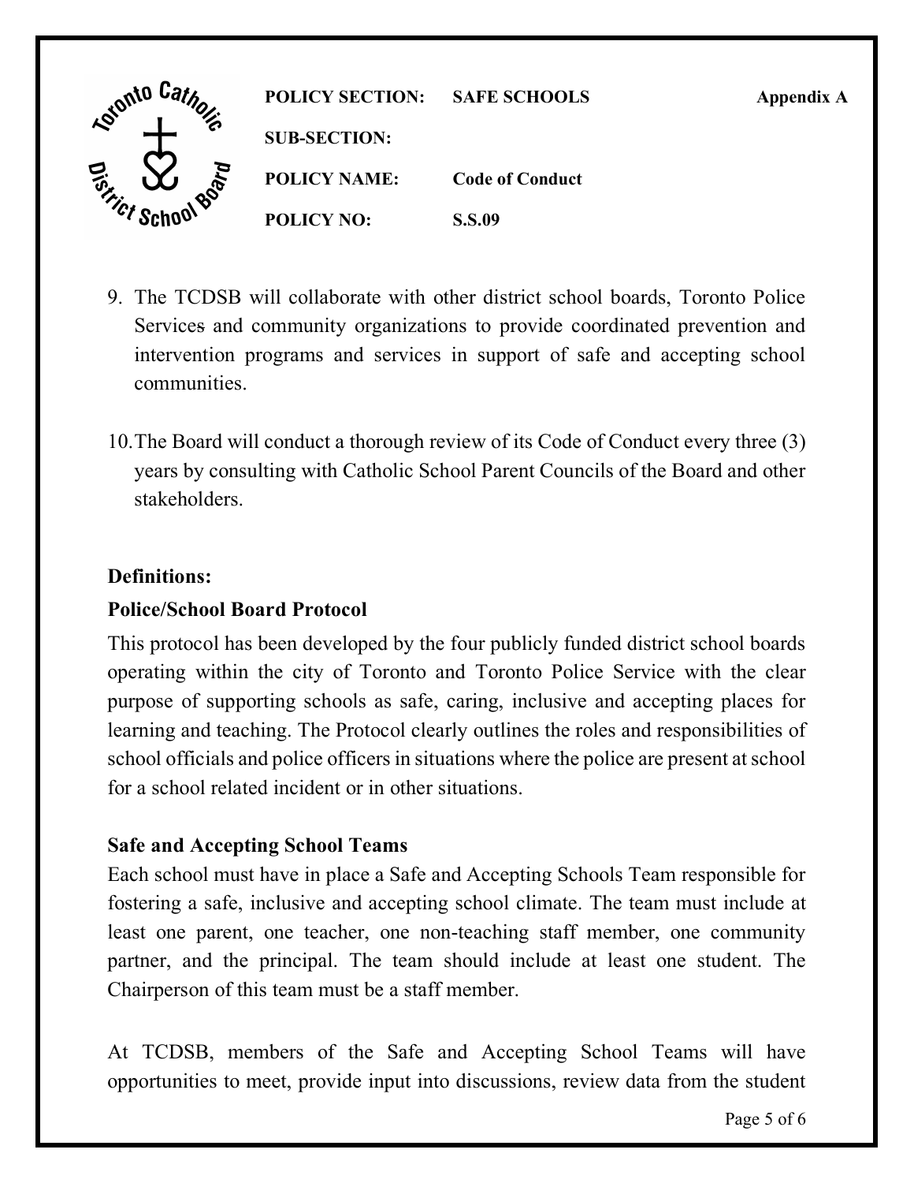9. The TCDSB will collaborate with other district school boards, Toronto Police Services and community organizations to provide coordinated prevention and intervention programs and services in support of safe and accepting school communities.

10. The Board will conduct a thorough review of its Code of Conduct every three (3) years by consulting with Catholic School Parent Councils of the Board and other stakeholders.

**Definitions:**

**Police/School Board Protocol**

This protocol has been developed by the four publicly funded district school boards operating within the city of Toronto and Toronto Police Service with the clear purpose of supporting schools as safe, caring, inclusive and accepting places for learning and teaching. The Protocol clearly outlines the roles and responsibilities of school officials and police officers in situations where the police are present at school for a school related incident or in other situations.

**Safe and Accepting School Teams**

Each school must have in place a Safe and Accepting Schools Team responsible for fostering a safe, inclusive and accepting school climate. The team must include at least one parent, one teacher, one non-teaching staff member, one community partner, and the principal. The team should include at least one student. The Chairperson of this team must be a staff member.

At TCDSB, members of the Safe and Accepting School Teams will have opportunities to meet, provide input into discussions, review data from the student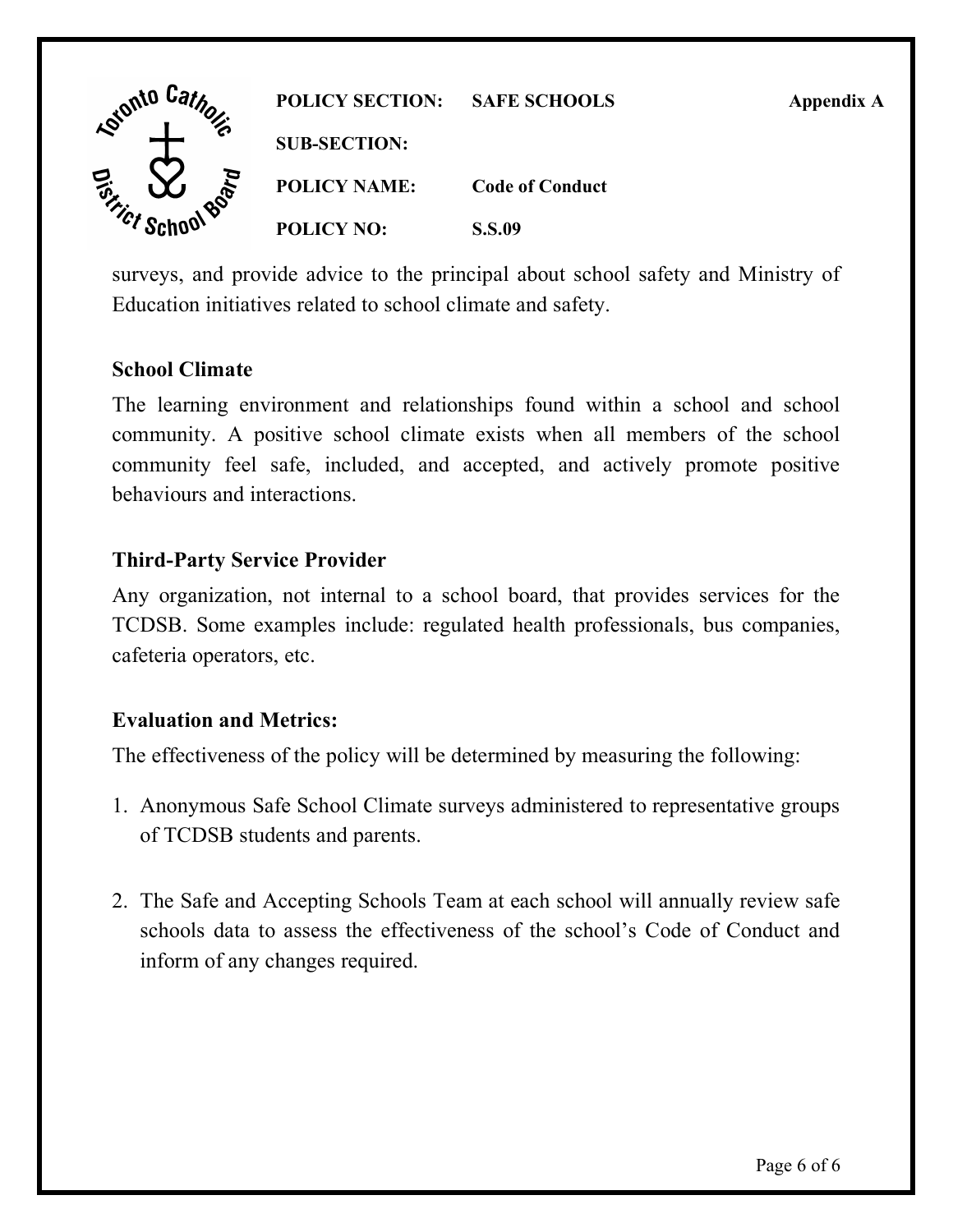surveys, and provide advice to the principal about school safety and Ministry of Education initiatives related to school climate and safety.

**School Climate**

The learning environment and relationships found within a school and school community. A positive school climate exists when all members of the school community feel safe, included, and accepted, and actively promote positive behaviours and interactions.

**Third-Party Service Provider**

Any organization, not internal to a school board, that provides services for the TCDSB. Some examples include: regulated health professionals, bus companies, cafeteria operators, etc.

## Evaluation and Metrics:

The effectiveness of the policy will be determined by measuring the following:

1. Anonymous Safe School Climate surveys administered to representative groups of TCDSB students and parents.

2. The Safe and Accepting Schools Team at each school will annually review safe schools data to assess the effectiveness of the school's Code of Conduct and inform of any changes required.